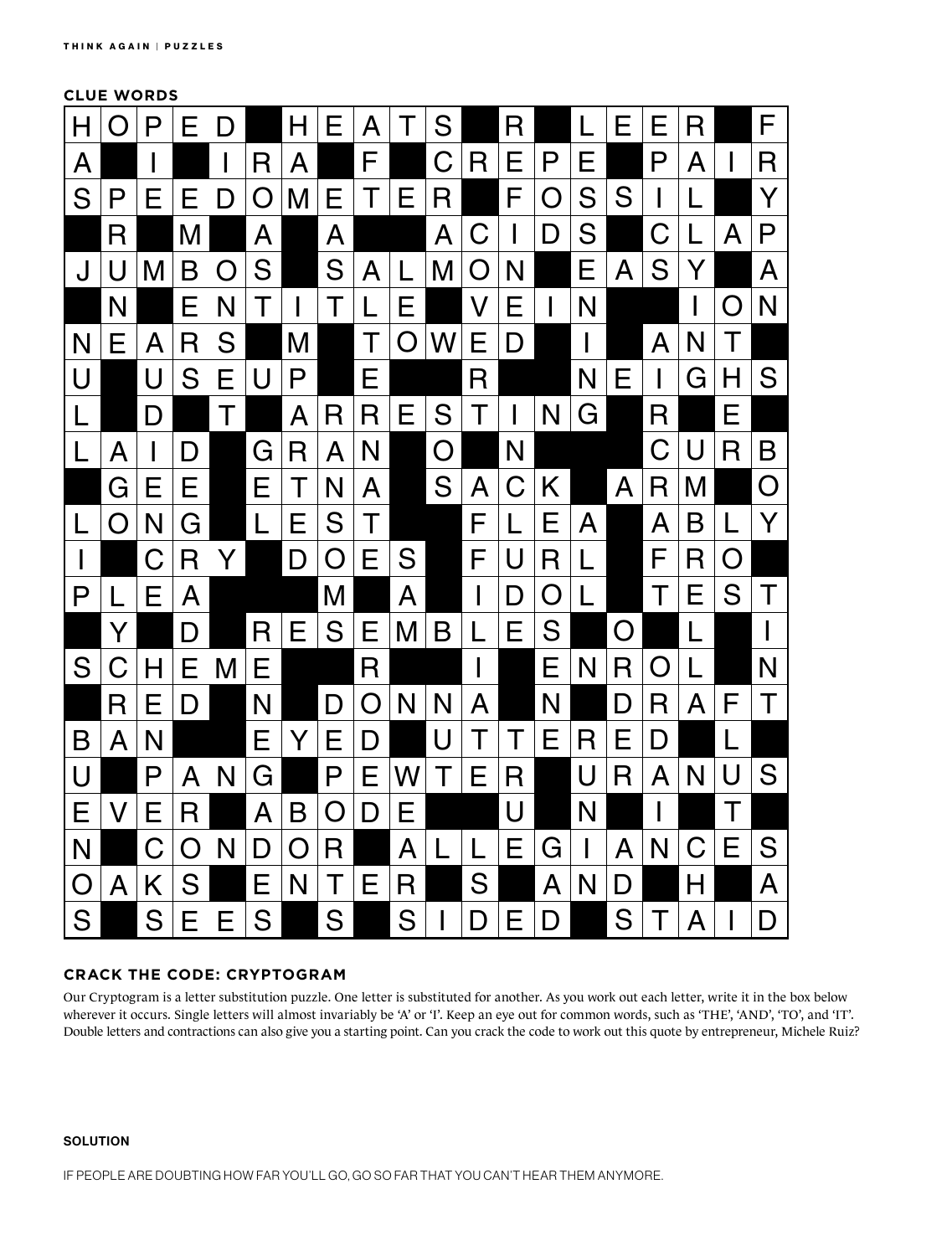## CLUE WORDS

| H | O | P | E | D | | H | E | A | T | S | | R | | L | E | E | R | | F |
|---|---|---|---|---|---|---|---|---|---|---|---|---|---|---|---|---|---|---|---|
| A | | I | | I | R | A | | F | | C | R | E | P | E | | P | A | I | R |
| S | P | E | E | D | O | M | E | T | E | R | | F | O | S | S | I | L | | Y |
| | R | | M | | A | | A | | | A | C | I | D | S | | C | L | A | P |
| J | U | M | B | O | S | | S | A | L | M | O | N | | E | A | S | Y | | A |
| | N | | E | N | T | I | T | L | E | | V | E | I | N | | | I | O | N |
| N | E | A | R | S | | M | | T | O | W | E | D | | I | | A | N | T | |
| U | | U | S | E | U | P | | E | | | R | | | N | E | I | G | H | S |
| L | | D | | T | | A | R | R | E | S | T | I | N | G | | R | | E | |
| L | A | I | D | | G | R | A | N | | O | | N | | | | C | U | R | B |
| | G | E | E | | E | T | N | A | | S | A | C | K | | A | R | M | | O |
| L | O | N | G | | L | E | S | T | | | F | L | E | A | | A | B | L | Y |
| I | | C | R | Y | | D | O | E | S | | F | U | R | L | | F | R | O | |
| P | L | E | A | | | | M | | A | | I | D | O | L | | T | E | S | T |
| | Y | | D | | R | E | S | E | M | B | L | E | S | | O | | L | | I |
| S | C | H | E | M | E | | | R | | | I | | E | N | R | O | L | | N |
| | R | E | D | | N | | D | O | N | N | A | | N | | D | R | A | F | T |
| B | A | N | | | E | Y | E | D | | U | T | T | E | R | E | D | | L | |
| U | | P | A | N | G | | P | E | W | T | E | R | | U | R | A | N | U | S |
| E | V | E | R | | A | B | O | D | E | | | U | | N | | I | | T | |
| N | | C | O | N | D | O | R | | A | L | L | E | G | I | A | N | C | E | S |
| O | A | K | S | | E | N | T | E | R | | S | | A | N | D | | H | | A |
| S | | S | E | E | S | | S | | S | I | D | E | D | | S | T | A | I | D |

## CRACK THE CODE: CRYPTOGRAM

Our Cryptogram is a letter substitution puzzle. One letter is substituted for another. As you work out each letter, write it in the box below wherever it occurs. Single letters will almost invariably be 'A' or 'I'. Keep an eye out for common words, such as 'THE', 'AND', 'TO', and 'IT'. Double letters and contractions can also give you a starting point. Can you crack the code to work out this quote by entrepreneur, Michele Ruiz?

### SOLUTION

IF PEOPLE ARE DOUBTING HOW FAR YOU'LL GO, GO SO FAR THAT YOU CAN'T HEAR THEM ANYMORE.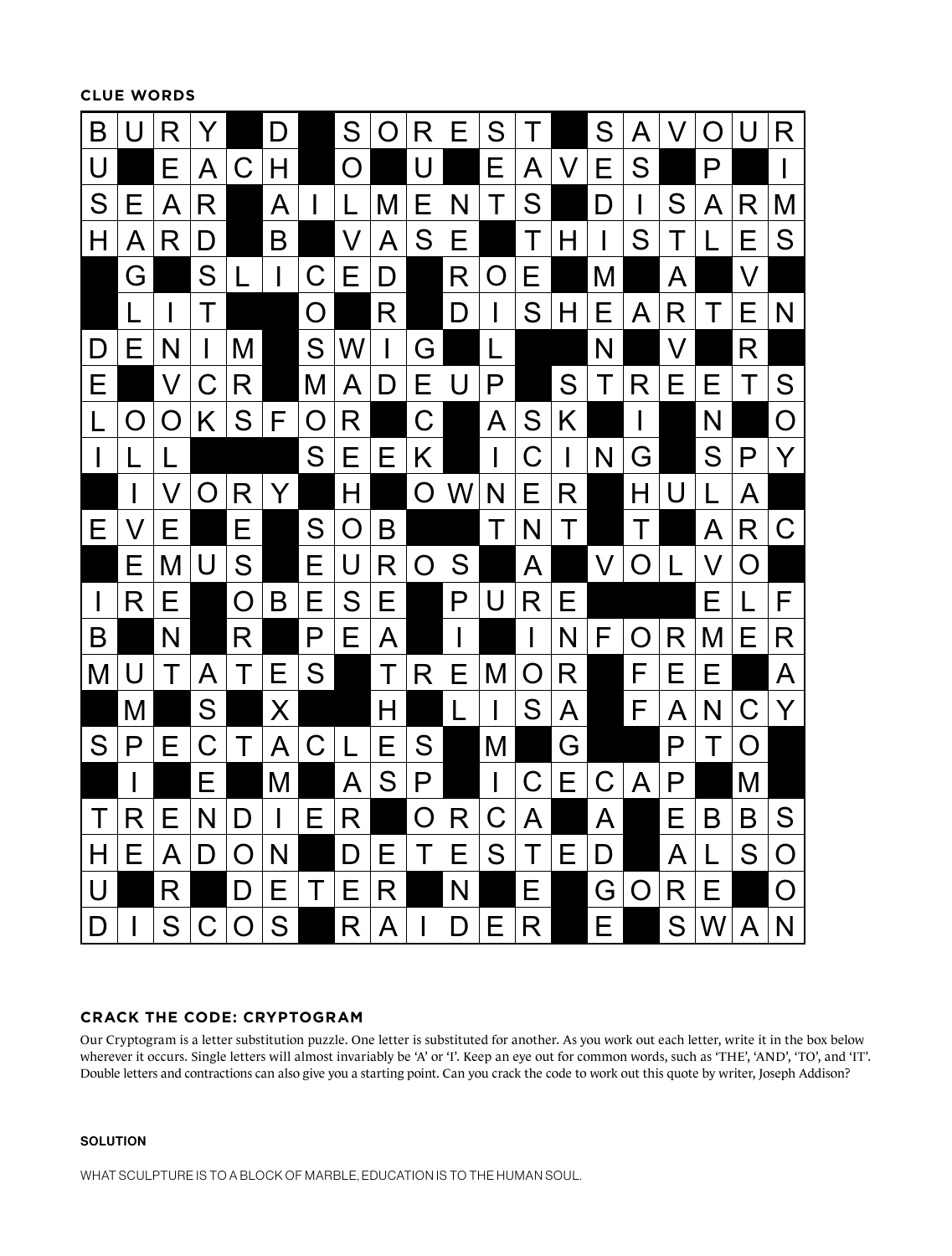**CLUE WORDS**

| | | | | | | | | | | | | | | | | | | | |
|---|---|---|---|---|---|---|---|---|---|---|---|---|---|---|---|---|---|---|---|
| B | U | R | Y | | D | | S | O | R | E | S | T | | S | A | V | O | U | R |
| U | | E | A | C | H | | O | | U | | E | A | V | E | S | | P | | I |
| S | E | A | R | | A | I | L | M | E | N | T | S | | D | I | S | A | R | M |
| H | A | R | D | | B | | V | A | S | E | | T | H | I | S | T | L | E | S |
| | G | | S | L | I | C | E | D | | R | O | E | | M | | A | | V | |
| | L | I | T | | | O | | R | | D | I | S | H | E | A | R | T | E | N |
| D | E | N | I | M | | S | W | I | G | | L | | | N | | V | | R | |
| E | | V | C | R | | M | A | D | E | U | P | | S | T | R | E | E | T | S |
| L | O | O | K | S | F | O | R | | C | | A | S | K | | I | | N | | O |
| I | L | L | | | | S | E | E | K | | I | C | I | N | G | | S | P | Y |
| | I | V | O | R | Y | | H | | O | W | N | E | R | | H | U | L | A | |
| E | V | E | | E | | S | O | B | | | T | N | T | | T | | A | R | C |
| | E | M | U | S | | E | U | R | O | S | | A | | V | O | L | V | O | |
| I | R | E | | O | B | E | S | E | | P | U | R | E | | | | E | L | F |
| B | | N | | R | | P | E | A | | I | | I | N | F | O | R | M | E | R |
| M | U | T | A | T | E | S | | T | R | E | M | O | R | | F | E | E | | A |
| | M | | S | | X | | | H | | L | I | S | A | | F | A | N | C | Y |
| S | P | E | C | T | A | C | L | E | S | | M | | G | | | P | T | O | |
| | I | | E | | M | | A | S | P | | I | C | E | C | A | P | | M | |
| T | R | E | N | D | I | E | R | | O | R | C | A | | A | | E | B | B | S |
| H | E | A | D | O | N | | D | E | T | E | S | T | E | D | | A | L | S | O |
| U | | R | | D | E | T | E | R | | N | | E | | G | O | R | E | | O |
| D | I | S | C | O | S | | R | A | I | D | E | R | | E | | S | W | A | N |

**CRACK THE CODE: CRYPTOGRAM**

Our Cryptogram is a letter substitution puzzle. One letter is substituted for another. As you work out each letter, write it in the box below wherever it occurs. Single letters will almost invariably be 'A' or 'I'. Keep an eye out for common words, such as 'THE', 'AND', 'TO', and 'IT'. Double letters and contractions can also give you a starting point. Can you crack the code to work out this quote by writer, Joseph Addison?

**SOLUTION**

WHAT SCULPTURE IS TO A BLOCK OF MARBLE, EDUCATION IS TO THE HUMAN SOUL.